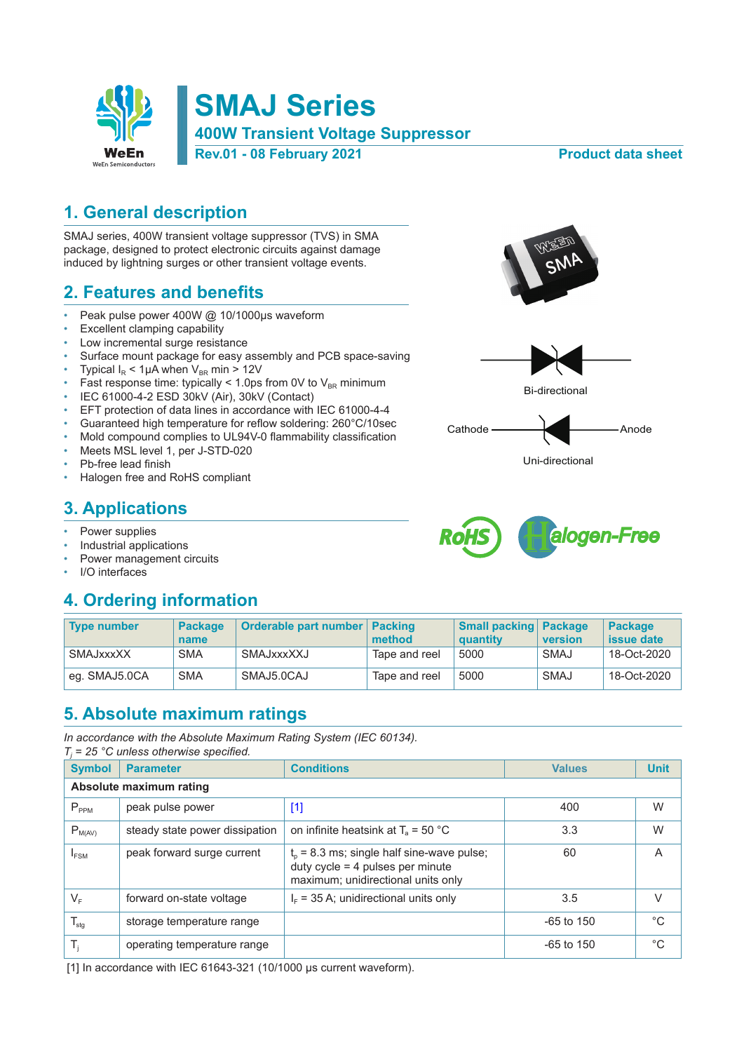# SMAJ Series

**400W Transient Voltage Suppressor**

**Rev.01 - 08 February 2021** **Product data sheet**

## 1. General description

SMAJ series, 400W transient voltage suppressor (TVS) in SMA package, designed to protect electronic circuits against damage induced by lightning surges or other transient voltage events.

## 2. Features and benefits

- Peak pulse power 400W @ 10/1000μs waveform
- Excellent clamping capability
- Low incremental surge resistance
- Surface mount package for easy assembly and PCB space-saving
- Typical $I_R$ < 1μA when $V_{BR}$ min > 12V
- Fast response time: typically < 1.0ps from 0V to $V_{BR}$ minimum
- IEC 61000-4-2 ESD 30kV (Air), 30kV (Contact)
- EFT protection of data lines in accordance with IEC 61000-4-4
- Guaranteed high temperature for reflow soldering: 260°C/10sec
- Mold compound complies to UL94V-0 flammability classification
- Meets MSL level 1, per J-STD-020
- Pb-free lead finish
- Halogen free and RoHS compliant

Bi-directional

Cathode — Anode

Uni-directional

## 3. Applications

- Power supplies
- Industrial applications
- Power management circuits
- I/O interfaces

## 4. Ordering information

| Type number | Package name | Orderable part number | Packing method | Small packing quantity | Package version | Package issue date |
|---|---|---|---|---|---|---|
| SMAJxxxXX | SMA | SMAJxxxXXJ | Tape and reel | 5000 | SMAJ | 18-Oct-2020 |
| eg. SMAJ5.0CA | SMA | SMAJ5.0CAJ | Tape and reel | 5000 | SMAJ | 18-Oct-2020 |

## 5. Absolute maximum ratings

*In accordance with the Absolute Maximum Rating System (IEC 60134).*
*$T_j$ = 25 °C unless otherwise specified.*

| Symbol | Parameter | Conditions | Values | Unit |
|---|---|---|---|---|
| **Absolute maximum rating** | | | | |
| $P_{PPM}$ | peak pulse power | [1] | 400 | W |
| $P_{M(AV)}$ | steady state power dissipation | on infinite heatsink at $T_a$ = 50 °C | 3.3 | W |
| $I_{FSM}$ | peak forward surge current | $t_p$ = 8.3 ms; single half sine-wave pulse; duty cycle = 4 pulses per minute maximum; unidirectional units only | 60 | A |
| $V_F$ | forward on-state voltage | $I_F$ = 35 A; unidirectional units only | 3.5 | V |
| $T_{stg}$ | storage temperature range | | -65 to 150 | °C |
| $T_j$ | operating temperature range | | -65 to 150 | °C |

[1] In accordance with IEC 61643-321 (10/1000 μs current waveform).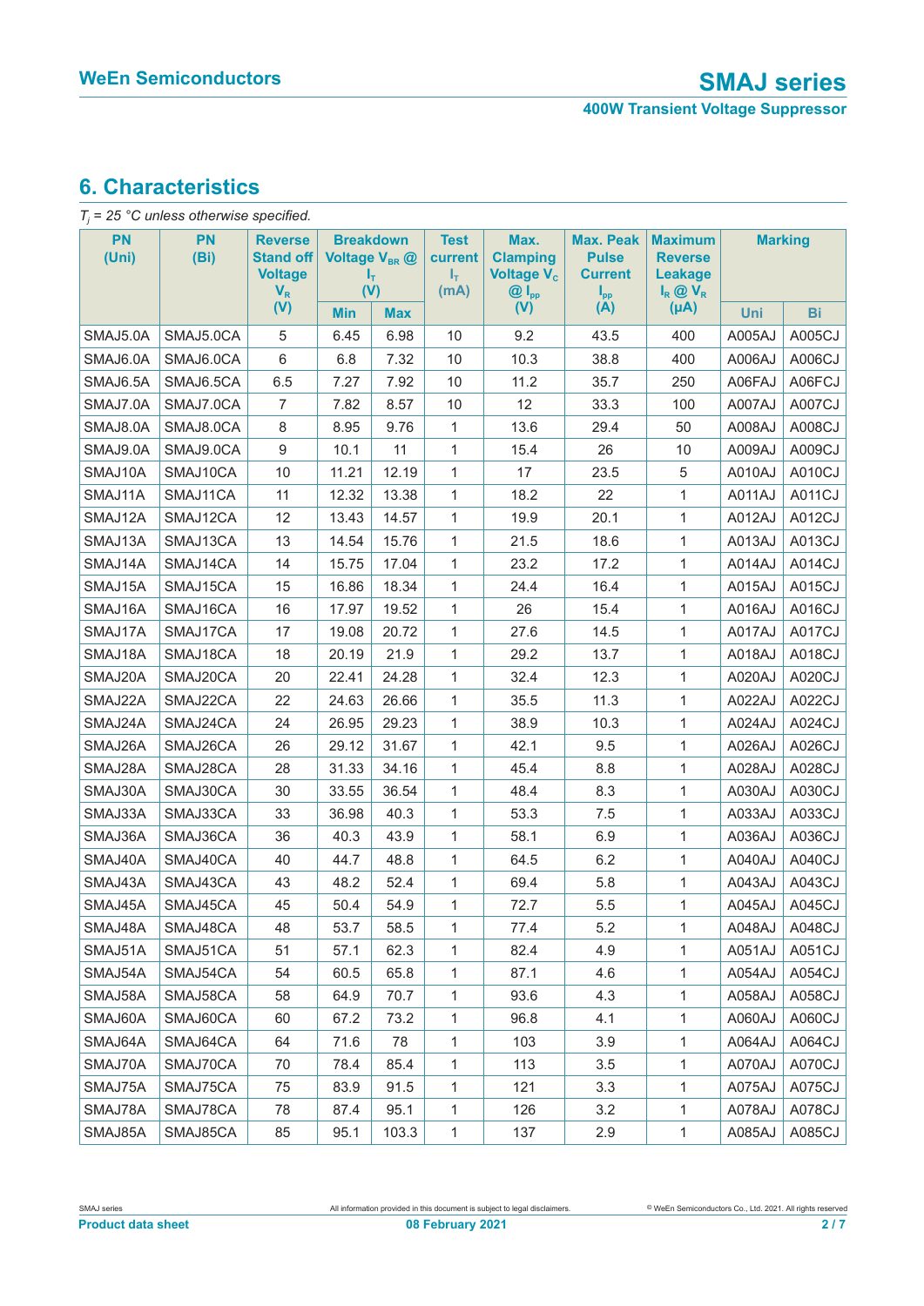## 6. Characteristics

$T_j$ = 25 °C unless otherwise specified.

| PN (Uni) | PN (Bi) | Reverse Stand off Voltage $V_R$ (V) | Breakdown Voltage $V_{BR}$ @ $I_T$ (V) | | Test current $I_T$ (mA) | Max. Clamping Voltage $V_C$ @ $I_{pp}$ (V) | Max. Peak Pulse Current $I_{pp}$ (A) | Maximum Reverse Leakage $I_R$ @ $V_R$ (µA) | Marking | |
|---|---|---|---|---|---|---|---|---|---|---|
| | | | Min | Max | | | | | Uni | Bi |
| SMAJ5.0A | SMAJ5.0CA | 5 | 6.45 | 6.98 | 10 | 9.2 | 43.5 | 400 | A005AJ | A005CJ |
| SMAJ6.0A | SMAJ6.0CA | 6 | 6.8 | 7.32 | 10 | 10.3 | 38.8 | 400 | A006AJ | A006CJ |
| SMAJ6.5A | SMAJ6.5CA | 6.5 | 7.27 | 7.92 | 10 | 11.2 | 35.7 | 250 | A06FAJ | A06FCJ |
| SMAJ7.0A | SMAJ7.0CA | 7 | 7.82 | 8.57 | 10 | 12 | 33.3 | 100 | A007AJ | A007CJ |
| SMAJ8.0A | SMAJ8.0CA | 8 | 8.95 | 9.76 | 1 | 13.6 | 29.4 | 50 | A008AJ | A008CJ |
| SMAJ9.0A | SMAJ9.0CA | 9 | 10.1 | 11 | 1 | 15.4 | 26 | 10 | A009AJ | A009CJ |
| SMAJ10A | SMAJ10CA | 10 | 11.21 | 12.19 | 1 | 17 | 23.5 | 5 | A010AJ | A010CJ |
| SMAJ11A | SMAJ11CA | 11 | 12.32 | 13.38 | 1 | 18.2 | 22 | 1 | A011AJ | A011CJ |
| SMAJ12A | SMAJ12CA | 12 | 13.43 | 14.57 | 1 | 19.9 | 20.1 | 1 | A012AJ | A012CJ |
| SMAJ13A | SMAJ13CA | 13 | 14.54 | 15.76 | 1 | 21.5 | 18.6 | 1 | A013AJ | A013CJ |
| SMAJ14A | SMAJ14CA | 14 | 15.75 | 17.04 | 1 | 23.2 | 17.2 | 1 | A014AJ | A014CJ |
| SMAJ15A | SMAJ15CA | 15 | 16.86 | 18.34 | 1 | 24.4 | 16.4 | 1 | A015AJ | A015CJ |
| SMAJ16A | SMAJ16CA | 16 | 17.97 | 19.52 | 1 | 26 | 15.4 | 1 | A016AJ | A016CJ |
| SMAJ17A | SMAJ17CA | 17 | 19.08 | 20.72 | 1 | 27.6 | 14.5 | 1 | A017AJ | A017CJ |
| SMAJ18A | SMAJ18CA | 18 | 20.19 | 21.9 | 1 | 29.2 | 13.7 | 1 | A018AJ | A018CJ |
| SMAJ20A | SMAJ20CA | 20 | 22.41 | 24.28 | 1 | 32.4 | 12.3 | 1 | A020AJ | A020CJ |
| SMAJ22A | SMAJ22CA | 22 | 24.63 | 26.66 | 1 | 35.5 | 11.3 | 1 | A022AJ | A022CJ |
| SMAJ24A | SMAJ24CA | 24 | 26.95 | 29.23 | 1 | 38.9 | 10.3 | 1 | A024AJ | A024CJ |
| SMAJ26A | SMAJ26CA | 26 | 29.12 | 31.67 | 1 | 42.1 | 9.5 | 1 | A026AJ | A026CJ |
| SMAJ28A | SMAJ28CA | 28 | 31.33 | 34.16 | 1 | 45.4 | 8.8 | 1 | A028AJ | A028CJ |
| SMAJ30A | SMAJ30CA | 30 | 33.55 | 36.54 | 1 | 48.4 | 8.3 | 1 | A030AJ | A030CJ |
| SMAJ33A | SMAJ33CA | 33 | 36.98 | 40.3 | 1 | 53.3 | 7.5 | 1 | A033AJ | A033CJ |
| SMAJ36A | SMAJ36CA | 36 | 40.3 | 43.9 | 1 | 58.1 | 6.9 | 1 | A036AJ | A036CJ |
| SMAJ40A | SMAJ40CA | 40 | 44.7 | 48.8 | 1 | 64.5 | 6.2 | 1 | A040AJ | A040CJ |
| SMAJ43A | SMAJ43CA | 43 | 48.2 | 52.4 | 1 | 69.4 | 5.8 | 1 | A043AJ | A043CJ |
| SMAJ45A | SMAJ45CA | 45 | 50.4 | 54.9 | 1 | 72.7 | 5.5 | 1 | A045AJ | A045CJ |
| SMAJ48A | SMAJ48CA | 48 | 53.7 | 58.5 | 1 | 77.4 | 5.2 | 1 | A048AJ | A048CJ |
| SMAJ51A | SMAJ51CA | 51 | 57.1 | 62.3 | 1 | 82.4 | 4.9 | 1 | A051AJ | A051CJ |
| SMAJ54A | SMAJ54CA | 54 | 60.5 | 65.8 | 1 | 87.1 | 4.6 | 1 | A054AJ | A054CJ |
| SMAJ58A | SMAJ58CA | 58 | 64.9 | 70.7 | 1 | 93.6 | 4.3 | 1 | A058AJ | A058CJ |
| SMAJ60A | SMAJ60CA | 60 | 67.2 | 73.2 | 1 | 96.8 | 4.1 | 1 | A060AJ | A060CJ |
| SMAJ64A | SMAJ64CA | 64 | 71.6 | 78 | 1 | 103 | 3.9 | 1 | A064AJ | A064CJ |
| SMAJ70A | SMAJ70CA | 70 | 78.4 | 85.4 | 1 | 113 | 3.5 | 1 | A070AJ | A070CJ |
| SMAJ75A | SMAJ75CA | 75 | 83.9 | 91.5 | 1 | 121 | 3.3 | 1 | A075AJ | A075CJ |
| SMAJ78A | SMAJ78CA | 78 | 87.4 | 95.1 | 1 | 126 | 3.2 | 1 | A078AJ | A078CJ |
| SMAJ85A | SMAJ85CA | 85 | 95.1 | 103.3 | 1 | 137 | 2.9 | 1 | A085AJ | A085CJ |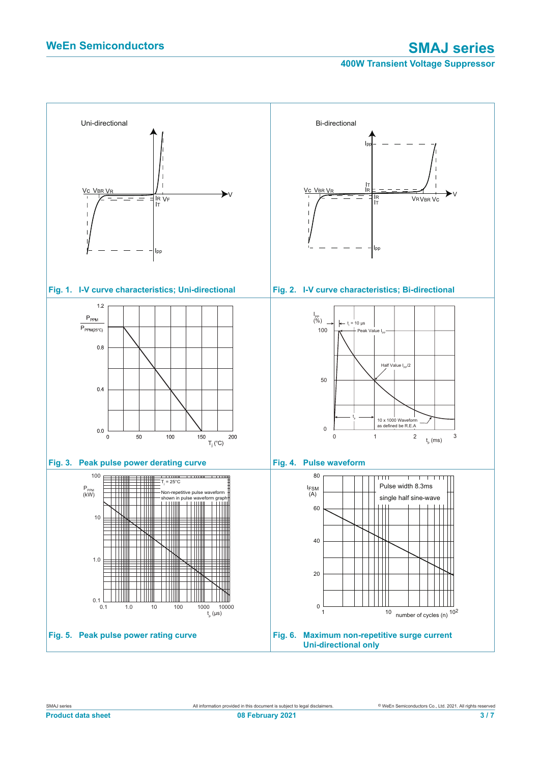Fig. 1. I-V curve characteristics; Uni-directional

Fig. 2. I-V curve characteristics; Bi-directional

Fig. 3. Peak pulse power derating curve

Fig. 4. Pulse waveform

Fig. 5. Peak pulse power rating curve

Fig. 6. Maximum non-repetitive surge current Uni-directional only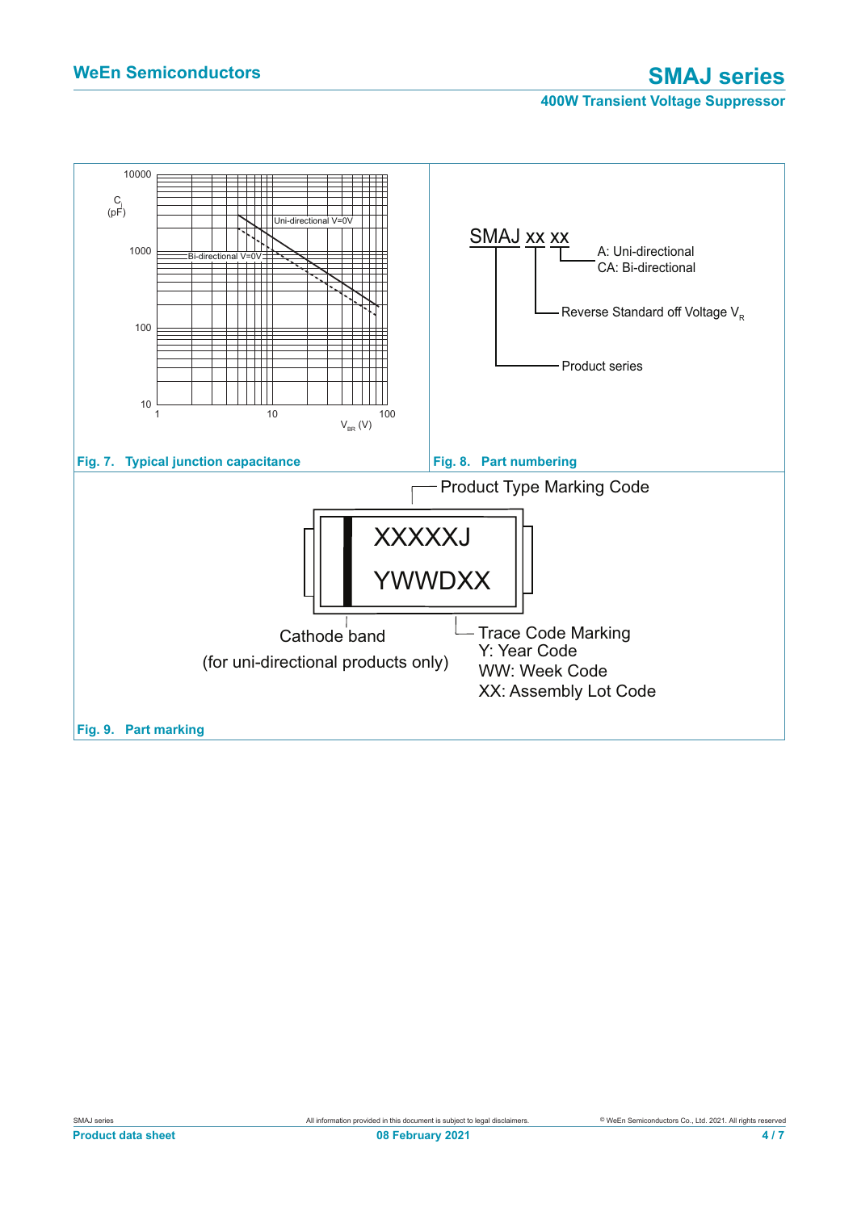Fig. 7. Typical junction capacitance

SMAJ xx xx

- A: Uni-directional
- CA: Bi-directional
- Reverse Standard off Voltage $V_R$
- Product series

Fig. 8. Part numbering

Product Type Marking Code

XXXXXJ

YWWDXX

Cathode band

(for uni-directional products only)

Trace Code Marking
Y: Year Code
WW: Week Code
XX: Assembly Lot Code

Fig. 9. Part marking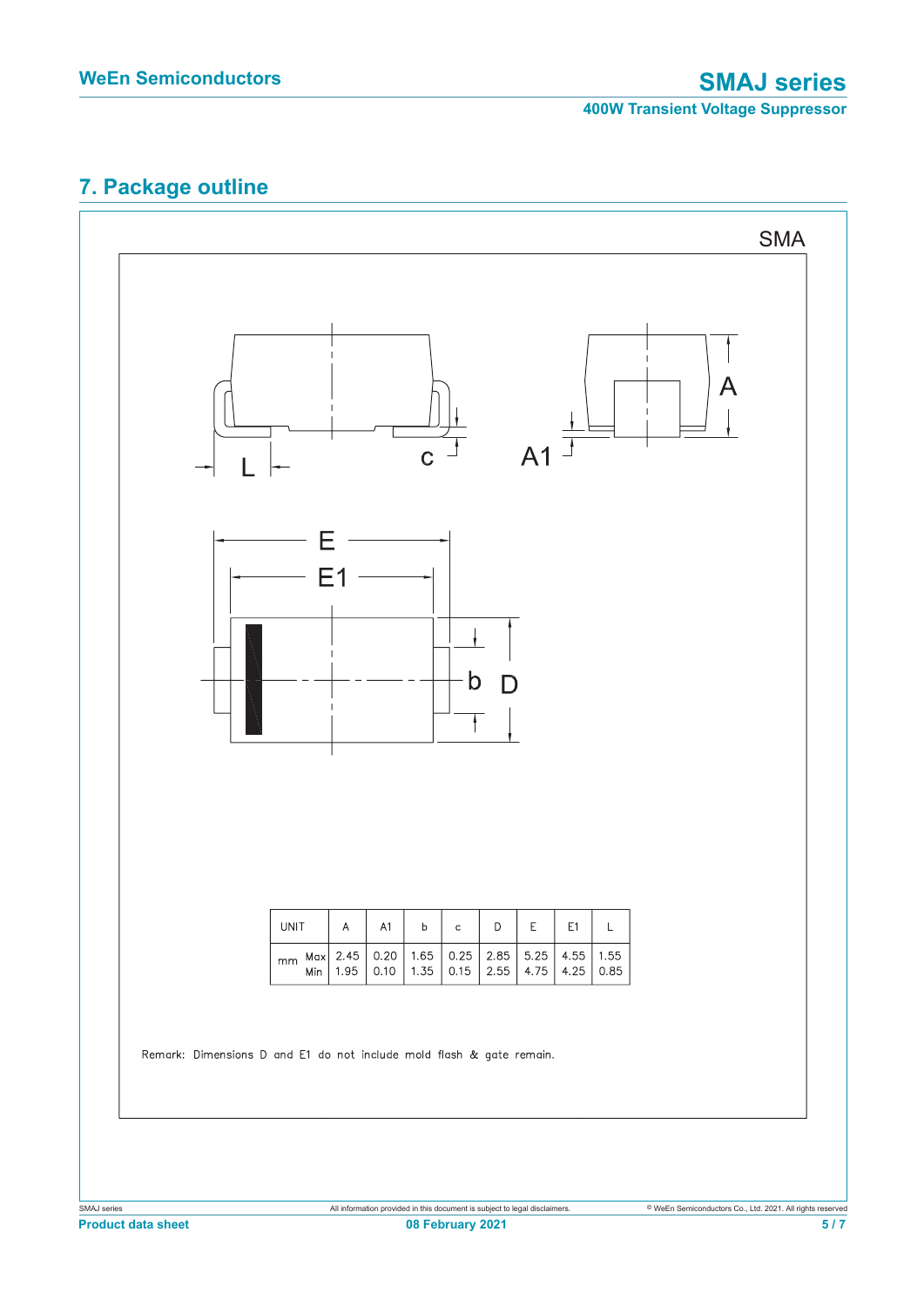## 7. Package outline

SMA

| UNIT | | A | A1 | b | c | D | E | E1 | L |
|---|---|---|---|---|---|---|---|---|---|
| mm | Max | 2.45 | 0.20 | 1.65 | 0.25 | 2.85 | 5.25 | 4.55 | 1.55 |
| | Min | 1.95 | 0.10 | 1.35 | 0.15 | 2.55 | 4.75 | 4.25 | 0.85 |

Remark: Dimensions D and E1 do not include mold flash & gate remain.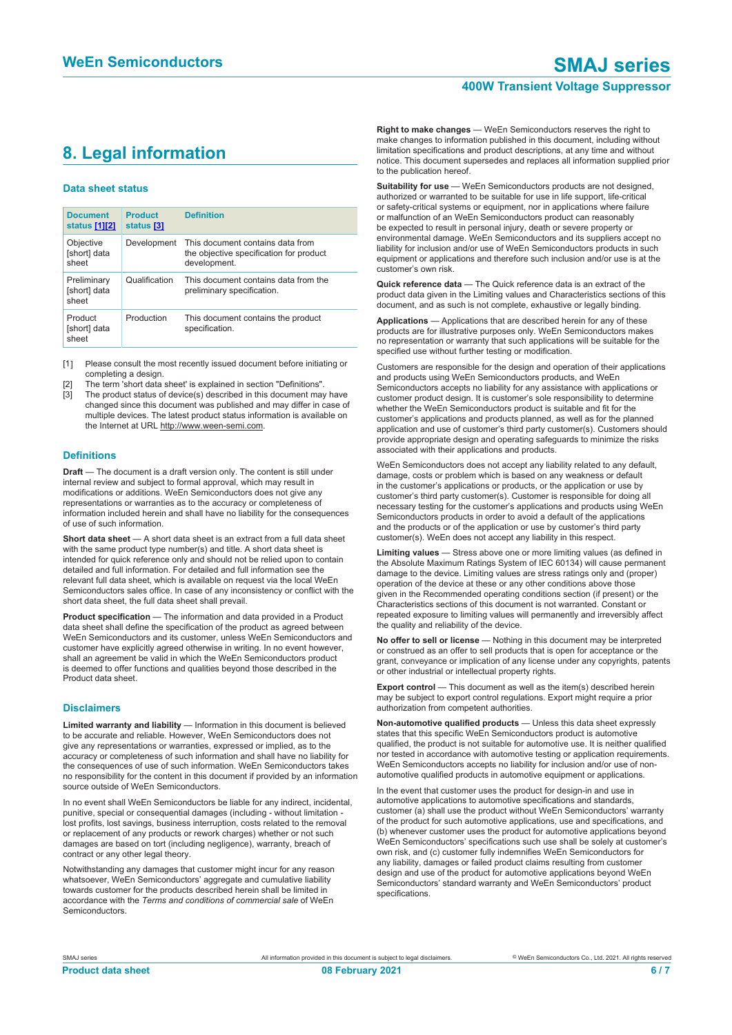## 8. Legal information

### Data sheet status

| Document status [1][2] | Product status [3] | Definition |
|---|---|---|
| Objective [short] data sheet | Development | This document contains data from the objective specification for product development. |
| Preliminary [short] data sheet | Qualification | This document contains data from the preliminary specification. |
| Product [short] data sheet | Production | This document contains the product specification. |

[1] Please consult the most recently issued document before initiating or completing a design.

[2] The term 'short data sheet' is explained in section "Definitions".

[3] The product status of device(s) described in this document may have changed since this document was published and may differ in case of multiple devices. The latest product status information is available on the Internet at URL http://www.ween-semi.com.

### Definitions

**Draft** — The document is a draft version only. The content is still under internal review and subject to formal approval, which may result in modifications or additions. WeEn Semiconductors does not give any representations or warranties as to the accuracy or completeness of information included herein and shall have no liability for the consequences of use of such information.

**Short data sheet** — A short data sheet is an extract from a full data sheet with the same product type number(s) and title. A short data sheet is intended for quick reference only and should not be relied upon to contain detailed and full information. For detailed and full information see the relevant full data sheet, which is available on request via the local WeEn Semiconductors sales office. In case of any inconsistency or conflict with the short data sheet, the full data sheet shall prevail.

**Product specification** — The information and data provided in a Product data sheet shall define the specification of the product as agreed between WeEn Semiconductors and its customer, unless WeEn Semiconductors and customer have explicitly agreed otherwise in writing. In no event however, shall an agreement be valid in which the WeEn Semiconductors product is deemed to offer functions and qualities beyond those described in the Product data sheet.

### Disclaimers

**Limited warranty and liability** — Information in this document is believed to be accurate and reliable. However, WeEn Semiconductors does not give any representations or warranties, expressed or implied, as to the accuracy or completeness of such information and shall have no liability for the consequences of use of such information. WeEn Semiconductors takes no responsibility for the content in this document if provided by an information source outside of WeEn Semiconductors.

In no event shall WeEn Semiconductors be liable for any indirect, incidental, punitive, special or consequential damages (including - without limitation - lost profits, lost savings, business interruption, costs related to the removal or replacement of any products or rework charges) whether or not such damages are based on tort (including negligence), warranty, breach of contract or any other legal theory.

Notwithstanding any damages that customer might incur for any reason whatsoever, WeEn Semiconductors' aggregate and cumulative liability towards customer for the products described herein shall be limited in accordance with the *Terms and conditions of commercial sale* of WeEn Semiconductors.

**Right to make changes** — WeEn Semiconductors reserves the right to make changes to information published in this document, including without limitation specifications and product descriptions, at any time and without notice. This document supersedes and replaces all information supplied prior to the publication hereof.

**Suitability for use** — WeEn Semiconductors products are not designed, authorized or warranted to be suitable for use in life support, life-critical or safety-critical systems or equipment, nor in applications where failure or malfunction of an WeEn Semiconductors product can reasonably be expected to result in personal injury, death or severe property or environmental damage. WeEn Semiconductors and its suppliers accept no liability for inclusion and/or use of WeEn Semiconductors products in such equipment or applications and therefore such inclusion and/or use is at the customer's own risk.

**Quick reference data** — The Quick reference data is an extract of the product data given in the Limiting values and Characteristics sections of this document, and as such is not complete, exhaustive or legally binding.

**Applications** — Applications that are described herein for any of these products are for illustrative purposes only. WeEn Semiconductors makes no representation or warranty that such applications will be suitable for the specified use without further testing or modification.

Customers are responsible for the design and operation of their applications and products using WeEn Semiconductors products, and WeEn Semiconductors accepts no liability for any assistance with applications or customer product design. It is customer's sole responsibility to determine whether the WeEn Semiconductors product is suitable and fit for the customer's applications and products planned, as well as for the planned application and use of customer's third party customer(s). Customers should provide appropriate design and operating safeguards to minimize the risks associated with their applications and products.

WeEn Semiconductors does not accept any liability related to any default, damage, costs or problem which is based on any weakness or default in the customer's applications or products, or the application or use by customer's third party customer(s). Customer is responsible for doing all necessary testing for the customer's applications and products using WeEn Semiconductors products in order to avoid a default of the applications and the products or of the application or use by customer's third party customer(s). WeEn does not accept any liability in this respect.

**Limiting values** — Stress above one or more limiting values (as defined in the Absolute Maximum Ratings System of IEC 60134) will cause permanent damage to the device. Limiting values are stress ratings only and (proper) operation of the device at these or any other conditions above those given in the Recommended operating conditions section (if present) or the Characteristics sections of this document is not warranted. Constant or repeated exposure to limiting values will permanently and irreversibly affect the quality and reliability of the device.

**No offer to sell or license** — Nothing in this document may be interpreted or construed as an offer to sell products that is open for acceptance or the grant, conveyance or implication of any license under any copyrights, patents or other industrial or intellectual property rights.

**Export control** — This document as well as the item(s) described herein may be subject to export control regulations. Export might require a prior authorization from competent authorities.

**Non-automotive qualified products** — Unless this data sheet expressly states that this specific WeEn Semiconductors product is automotive qualified, the product is not suitable for automotive use. It is neither qualified nor tested in accordance with automotive testing or application requirements. WeEn Semiconductors accepts no liability for inclusion and/or use of non-automotive qualified products in automotive equipment or applications.

In the event that customer uses the product for design-in and use in automotive applications to automotive specifications and standards, customer (a) shall use the product without WeEn Semiconductors' warranty of the product for such automotive applications, use and specifications, and (b) whenever customer uses the product for automotive applications beyond WeEn Semiconductors' specifications such use shall be solely at customer's own risk, and (c) customer fully indemnifies WeEn Semiconductors for any liability, damages or failed product claims resulting from customer design and use of the product for automotive applications beyond WeEn Semiconductors' standard warranty and WeEn Semiconductors' product specifications.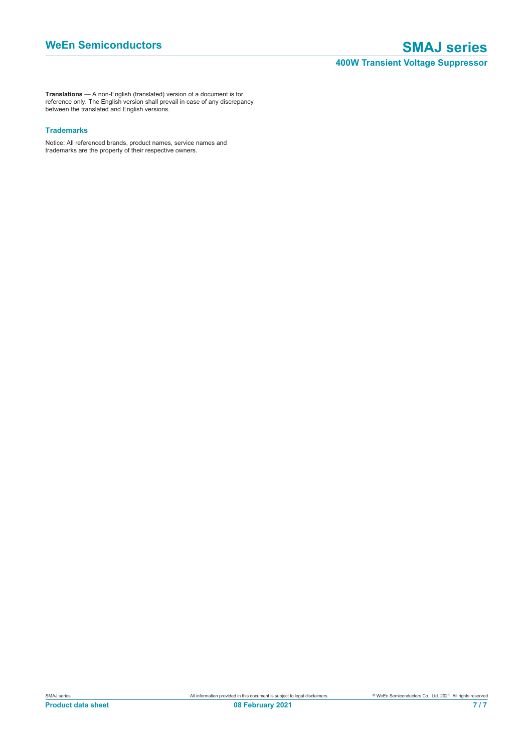**Translations** — A non-English (translated) version of a document is for reference only. The English version shall prevail in case of any discrepancy between the translated and English versions.

### Trademarks

Notice: All referenced brands, product names, service names and trademarks are the property of their respective owners.